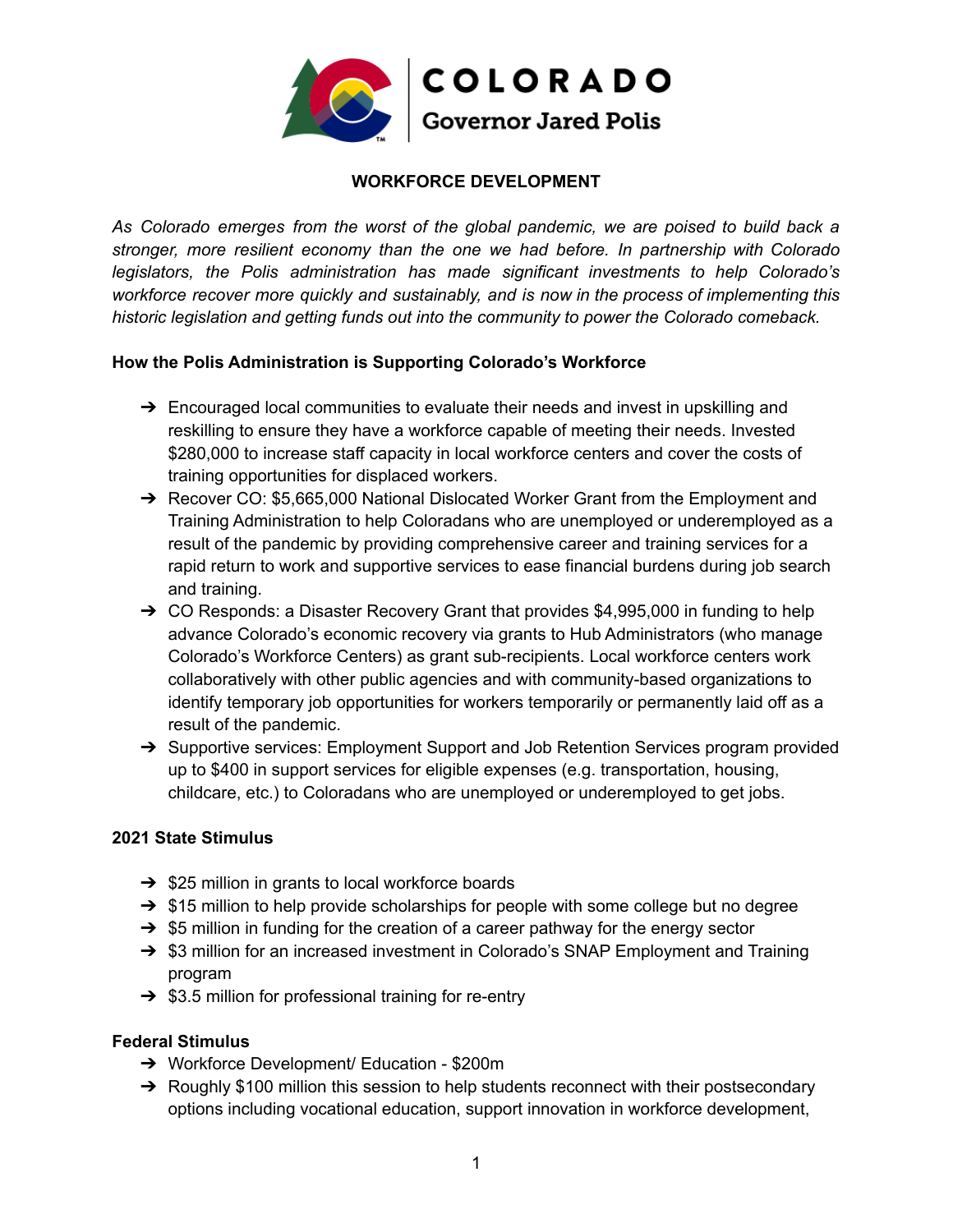COLORADO

Governor Jared Polis

# WORKFORCE DEVELOPMENT

*As Colorado emerges from the worst of the global pandemic, we are poised to build back a stronger, more resilient economy than the one we had before. In partnership with Colorado legislators, the Polis administration has made significant investments to help Colorado's workforce recover more quickly and sustainably, and is now in the process of implementing this historic legislation and getting funds out into the community to power the Colorado comeback.*

## How the Polis Administration is Supporting Colorado's Workforce

- Encouraged local communities to evaluate their needs and invest in upskilling and reskilling to ensure they have a workforce capable of meeting their needs. Invested $280,000 to increase staff capacity in local workforce centers and cover the costs of training opportunities for displaced workers.
- Recover CO: $5,665,000 National Dislocated Worker Grant from the Employment and Training Administration to help Coloradans who are unemployed or underemployed as a result of the pandemic by providing comprehensive career and training services for a rapid return to work and supportive services to ease financial burdens during job search and training.
- CO Responds: a Disaster Recovery Grant that provides $4,995,000 in funding to help advance Colorado's economic recovery via grants to Hub Administrators (who manage Colorado's Workforce Centers) as grant sub-recipients. Local workforce centers work collaboratively with other public agencies and with community-based organizations to identify temporary job opportunities for workers temporarily or permanently laid off as a result of the pandemic.
- Supportive services: Employment Support and Job Retention Services program provided up to $400 in support services for eligible expenses (e.g. transportation, housing, childcare, etc.) to Coloradans who are unemployed or underemployed to get jobs.

## 2021 State Stimulus

- $25 million in grants to local workforce boards
- $15 million to help provide scholarships for people with some college but no degree
- $5 million in funding for the creation of a career pathway for the energy sector
- $3 million for an increased investment in Colorado's SNAP Employment and Training program
- $3.5 million for professional training for re-entry

## Federal Stimulus

- Workforce Development/ Education - $200m
- Roughly $100 million this session to help students reconnect with their postsecondary options including vocational education, support innovation in workforce development,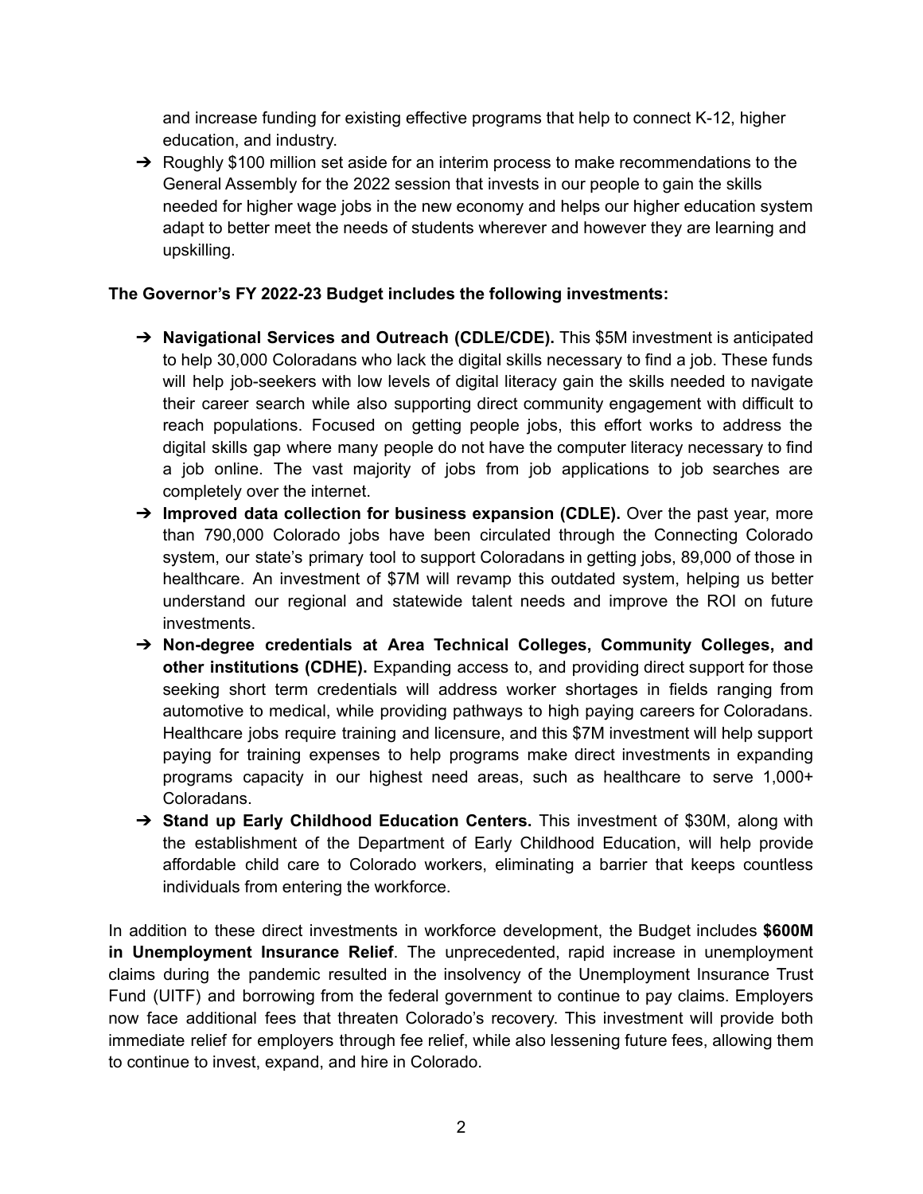and increase funding for existing effective programs that help to connect K-12, higher education, and industry.

- ➔ Roughly $100 million set aside for an interim process to make recommendations to the General Assembly for the 2022 session that invests in our people to gain the skills needed for higher wage jobs in the new economy and helps our higher education system adapt to better meet the needs of students wherever and however they are learning and upskilling.

**The Governor's FY 2022-23 Budget includes the following investments:**

- ➔ **Navigational Services and Outreach (CDLE/CDE).** This $5M investment is anticipated to help 30,000 Coloradans who lack the digital skills necessary to find a job. These funds will help job-seekers with low levels of digital literacy gain the skills needed to navigate their career search while also supporting direct community engagement with difficult to reach populations. Focused on getting people jobs, this effort works to address the digital skills gap where many people do not have the computer literacy necessary to find a job online. The vast majority of jobs from job applications to job searches are completely over the internet.
- ➔ **Improved data collection for business expansion (CDLE).** Over the past year, more than 790,000 Colorado jobs have been circulated through the Connecting Colorado system, our state's primary tool to support Coloradans in getting jobs, 89,000 of those in healthcare. An investment of $7M will revamp this outdated system, helping us better understand our regional and statewide talent needs and improve the ROI on future investments.
- ➔ **Non-degree credentials at Area Technical Colleges, Community Colleges, and other institutions (CDHE).** Expanding access to, and providing direct support for those seeking short term credentials will address worker shortages in fields ranging from automotive to medical, while providing pathways to high paying careers for Coloradans. Healthcare jobs require training and licensure, and this $7M investment will help support paying for training expenses to help programs make direct investments in expanding programs capacity in our highest need areas, such as healthcare to serve 1,000+ Coloradans.
- ➔ **Stand up Early Childhood Education Centers.** This investment of $30M, along with the establishment of the Department of Early Childhood Education, will help provide affordable child care to Colorado workers, eliminating a barrier that keeps countless individuals from entering the workforce.

In addition to these direct investments in workforce development, the Budget includes **$600M in Unemployment Insurance Relief**. The unprecedented, rapid increase in unemployment claims during the pandemic resulted in the insolvency of the Unemployment Insurance Trust Fund (UITF) and borrowing from the federal government to continue to pay claims. Employers now face additional fees that threaten Colorado's recovery. This investment will provide both immediate relief for employers through fee relief, while also lessening future fees, allowing them to continue to invest, expand, and hire in Colorado.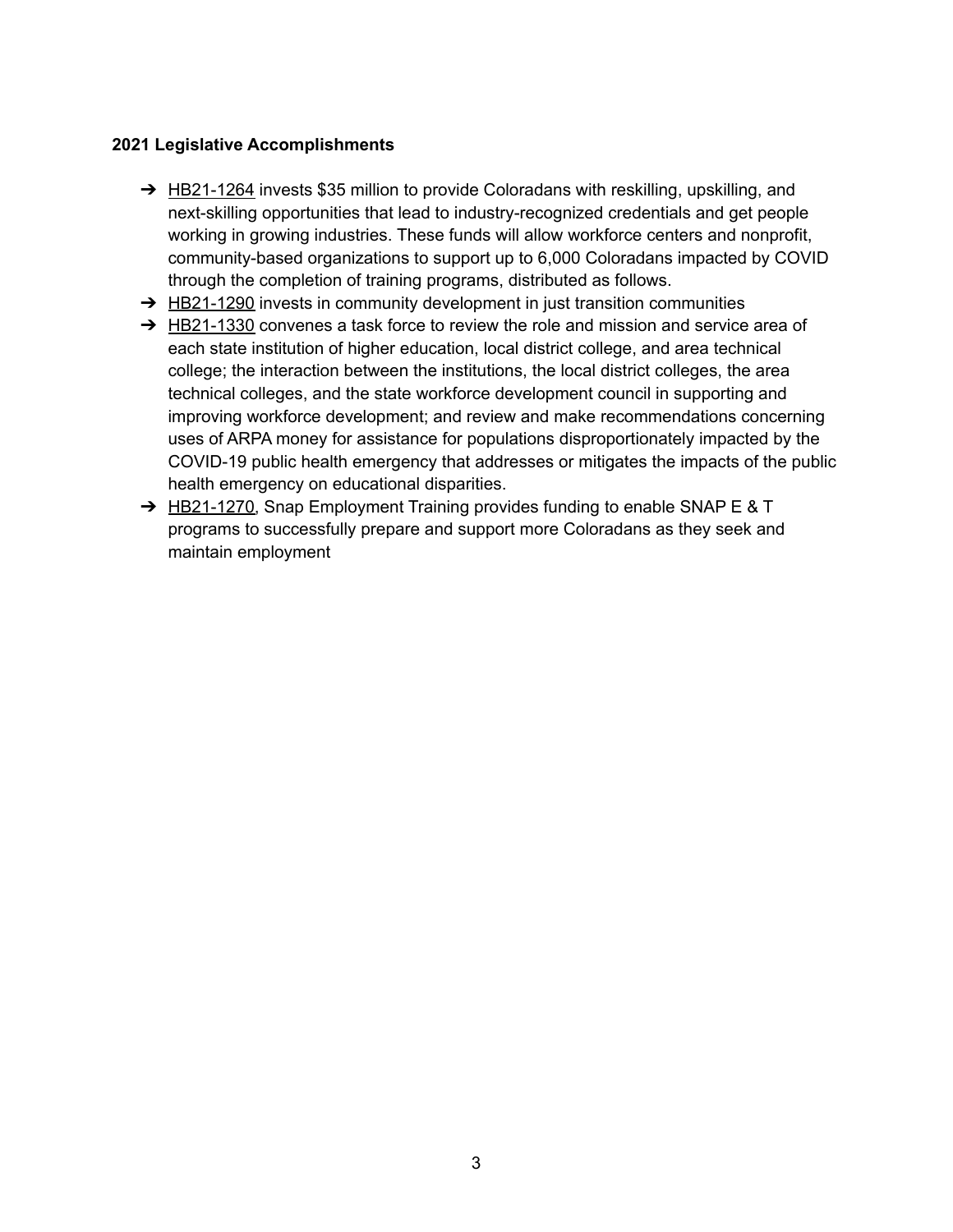**2021 Legislative Accomplishments**

- HB21-1264 invests $35 million to provide Coloradans with reskilling, upskilling, and next-skilling opportunities that lead to industry-recognized credentials and get people working in growing industries. These funds will allow workforce centers and nonprofit, community-based organizations to support up to 6,000 Coloradans impacted by COVID through the completion of training programs, distributed as follows.
- HB21-1290 invests in community development in just transition communities
- HB21-1330 convenes a task force to review the role and mission and service area of each state institution of higher education, local district college, and area technical college; the interaction between the institutions, the local district colleges, the area technical colleges, and the state workforce development council in supporting and improving workforce development; and review and make recommendations concerning uses of ARPA money for assistance for populations disproportionately impacted by the COVID-19 public health emergency that addresses or mitigates the impacts of the public health emergency on educational disparities.
- HB21-1270, Snap Employment Training provides funding to enable SNAP E & T programs to successfully prepare and support more Coloradans as they seek and maintain employment